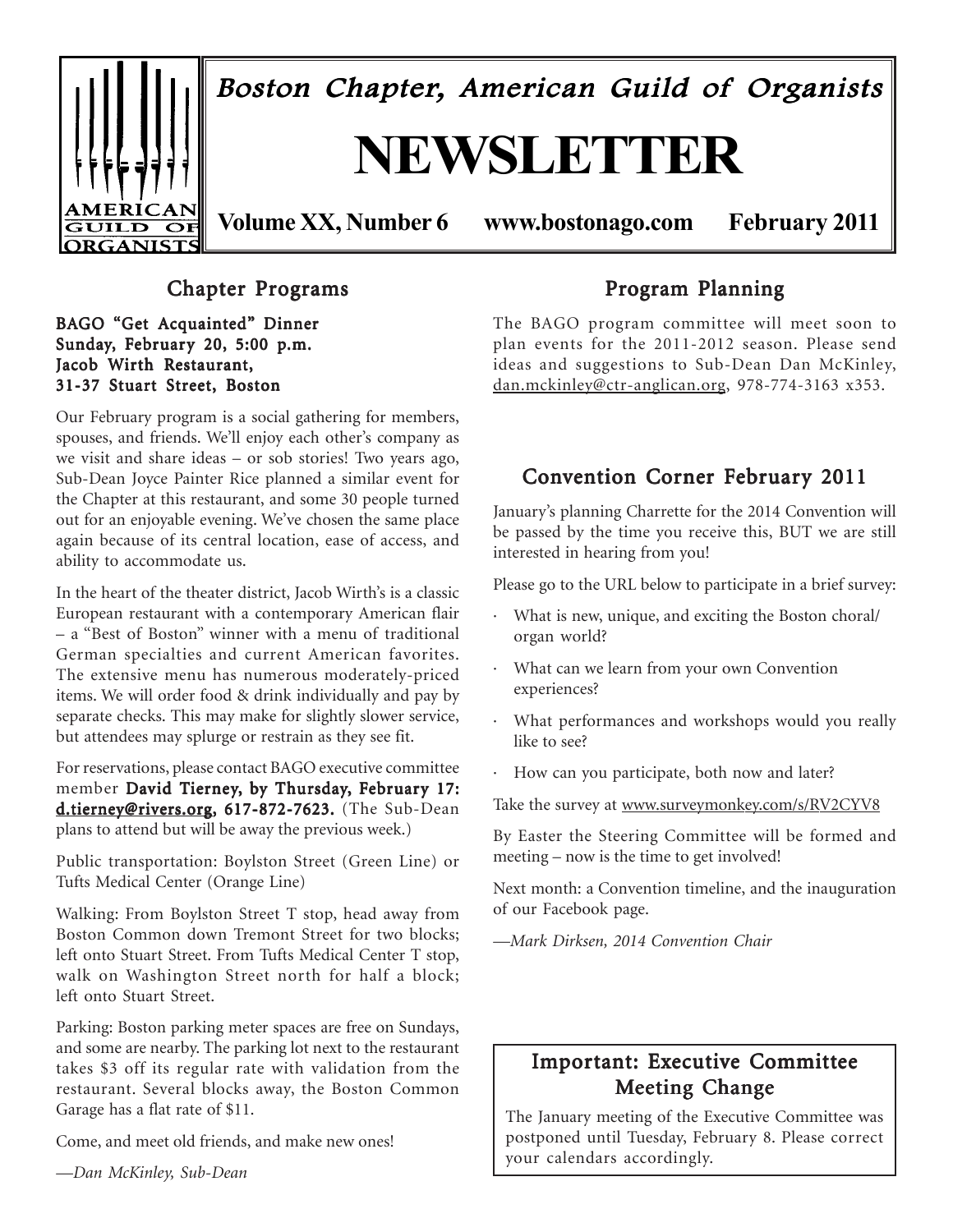# Boston Chapter, American Guild of Organists

# NEWSLETTER

**Volume XX, Number 6 www.bostonago.com February 2011**

## Chapter Programs

**BAGO "Get Acquainted" Dinner**
**Sunday, February 20, 5:00 p.m.**
**Jacob Wirth Restaurant,**
**31-37 Stuart Street, Boston**

Our February program is a social gathering for members, spouses, and friends. We'll enjoy each other's company as we visit and share ideas – or sob stories! Two years ago, Sub-Dean Joyce Painter Rice planned a similar event for the Chapter at this restaurant, and some 30 people turned out for an enjoyable evening. We've chosen the same place again because of its central location, ease of access, and ability to accommodate us.

In the heart of the theater district, Jacob Wirth's is a classic European restaurant with a contemporary American flair – a "Best of Boston" winner with a menu of traditional German specialties and current American favorites. The extensive menu has numerous moderately-priced items. We will order food & drink individually and pay by separate checks. This may make for slightly slower service, but attendees may splurge or restrain as they see fit.

For reservations, please contact BAGO executive committee member **David Tierney, by Thursday, February 17: d.tierney@rivers.org, 617-872-7623.** (The Sub-Dean plans to attend but will be away the previous week.)

Public transportation: Boylston Street (Green Line) or Tufts Medical Center (Orange Line)

Walking: From Boylston Street T stop, head away from Boston Common down Tremont Street for two blocks; left onto Stuart Street. From Tufts Medical Center T stop, walk on Washington Street north for half a block; left onto Stuart Street.

Parking: Boston parking meter spaces are free on Sundays, and some are nearby. The parking lot next to the restaurant takes $3 off its regular rate with validation from the restaurant. Several blocks away, the Boston Common Garage has a flat rate of $11.

Come, and meet old friends, and make new ones!

*—Dan McKinley, Sub-Dean*

## Program Planning

The BAGO program committee will meet soon to plan events for the 2011-2012 season. Please send ideas and suggestions to Sub-Dean Dan McKinley, dan.mckinley@ctr-anglican.org, 978-774-3163 x353.

## Convention Corner February 2011

January's planning Charrette for the 2014 Convention will be passed by the time you receive this, BUT we are still interested in hearing from you!

Please go to the URL below to participate in a brief survey:

- What is new, unique, and exciting the Boston choral/organ world?
- What can we learn from your own Convention experiences?
- What performances and workshops would you really like to see?
- How can you participate, both now and later?

Take the survey at www.surveymonkey.com/s/RV2CYV8

By Easter the Steering Committee will be formed and meeting – now is the time to get involved!

Next month: a Convention timeline, and the inauguration of our Facebook page.

*—Mark Dirksen, 2014 Convention Chair*

## Important: Executive Committee Meeting Change

The January meeting of the Executive Committee was postponed until Tuesday, February 8. Please correct your calendars accordingly.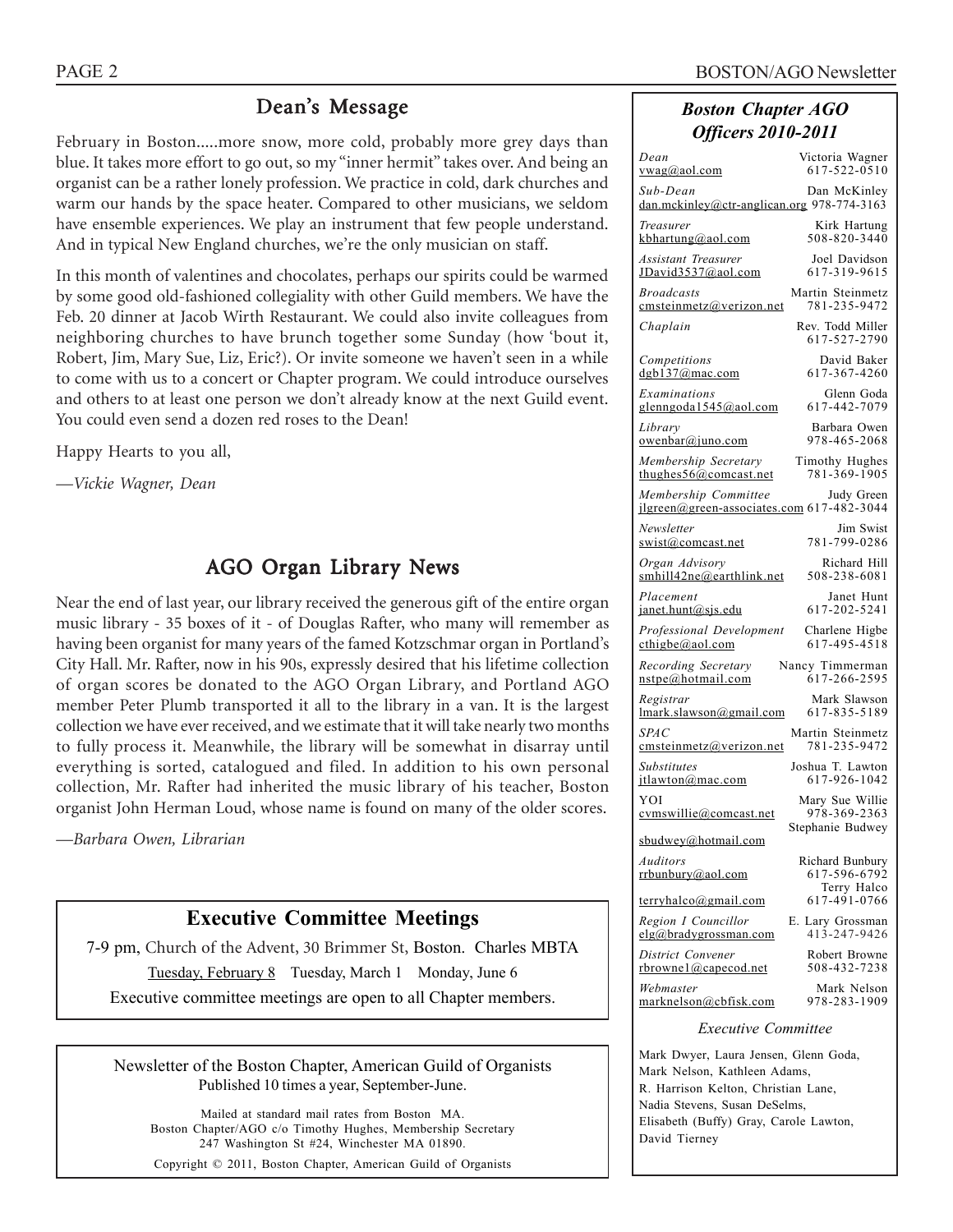## Dean's Message

February in Boston.....more snow, more cold, probably more grey days than blue. It takes more effort to go out, so my "inner hermit" takes over. And being an organist can be a rather lonely profession. We practice in cold, dark churches and warm our hands by the space heater. Compared to other musicians, we seldom have ensemble experiences. We play an instrument that few people understand. And in typical New England churches, we're the only musician on staff.

In this month of valentines and chocolates, perhaps our spirits could be warmed by some good old-fashioned collegiality with other Guild members. We have the Feb. 20 dinner at Jacob Wirth Restaurant. We could also invite colleagues from neighboring churches to have brunch together some Sunday (how 'bout it, Robert, Jim, Mary Sue, Liz, Eric?). Or invite someone we haven't seen in a while to come with us to a concert or Chapter program. We could introduce ourselves and others to at least one person we don't already know at the next Guild event. You could even send a dozen red roses to the Dean!

Happy Hearts to you all,

—*Vickie Wagner, Dean*

## AGO Organ Library News

Near the end of last year, our library received the generous gift of the entire organ music library - 35 boxes of it - of Douglas Rafter, who many will remember as having been organist for many years of the famed Kotzschmar organ in Portland's City Hall. Mr. Rafter, now in his 90s, expressly desired that his lifetime collection of organ scores be donated to the AGO Organ Library, and Portland AGO member Peter Plumb transported it all to the library in a van. It is the largest collection we have ever received, and we estimate that it will take nearly two months to fully process it. Meanwhile, the library will be somewhat in disarray until everything is sorted, catalogued and filed. In addition to his own personal collection, Mr. Rafter had inherited the music library of his teacher, Boston organist John Herman Loud, whose name is found on many of the older scores.

—*Barbara Owen, Librarian*

## Executive Committee Meetings

7-9 pm, Church of the Advent, 30 Brimmer St, Boston. Charles MBTA

Tuesday, February 8 Tuesday, March 1 Monday, June 6

Executive committee meetings are open to all Chapter members.

Newsletter of the Boston Chapter, American Guild of Organists
Published 10 times a year, September-June.

Mailed at standard mail rates from Boston MA.
Boston Chapter/AGO c/o Timothy Hughes, Membership Secretary
247 Washington St #24, Winchester MA 01890.

Copyright © 2011, Boston Chapter, American Guild of Organists

## *Boston Chapter AGO Officers 2010-2011*

*Dean* — Victoria Wagner
vwag@aol.com 617-522-0510

*Sub-Dean* — Dan McKinley
dan.mckinley@ctr-anglican.org 978-774-3163

*Treasurer* — Kirk Hartung
kbhartung@aol.com 508-820-3440

*Assistant Treasurer* — Joel Davidson
JDavid3537@aol.com 617-319-9615

*Broadcasts* — Martin Steinmetz
cmsteinmetz@verizon.net 781-235-9472

*Chaplain* — Rev. Todd Miller
617-527-2790

*Competitions* — David Baker
dgb137@mac.com 617-367-4260

*Examinations* — Glenn Goda
glenngoda1545@aol.com 617-442-7079

*Library* — Barbara Owen
owenbar@juno.com 978-465-2068

*Membership Secretary* — Timothy Hughes
thughes56@comcast.net 781-369-1905

*Membership Committee* — Judy Green
jlgreen@green-associates.com 617-482-3044

*Newsletter* — Jim Swist
swist@comcast.net 781-799-0286

*Organ Advisory* — Richard Hill
smhill42ne@earthlink.net 508-238-6081

*Placement* — Janet Hunt
janet.hunt@sjs.edu 617-202-5241

*Professional Development* — Charlene Higbe
cthigbe@aol.com 617-495-4518

*Recording Secretary* — Nancy Timmerman
nstpe@hotmail.com 617-266-2595

*Registrar* — Mark Slawson
lmark.slawson@gmail.com 617-835-5189

*SPAC* — Martin Steinmetz
cmsteinmetz@verizon.net 781-235-9472

*Substitutes* — Joshua T. Lawton
jtlawton@mac.com 617-926-1042

YOI — Mary Sue Willie
cvmswillie@comcast.net 978-369-2363
Stephanie Budwey
sbudwey@hotmail.com

*Auditors* — Richard Bunbury
rrbunbury@aol.com 617-596-6792
Terry Halco
terryhalco@gmail.com 617-491-0766

*Region I Councillor* — E. Lary Grossman
elg@bradygrossman.com 413-247-9426

*District Convener* — Robert Browne
rbrowne1@capecod.net 508-432-7238

*Webmaster* — Mark Nelson
marknelson@cbfisk.com 978-283-1909

### *Executive Committee*

Mark Dwyer, Laura Jensen, Glenn Goda, Mark Nelson, Kathleen Adams, R. Harrison Kelton, Christian Lane, Nadia Stevens, Susan DeSelms, Elisabeth (Buffy) Gray, Carole Lawton, David Tierney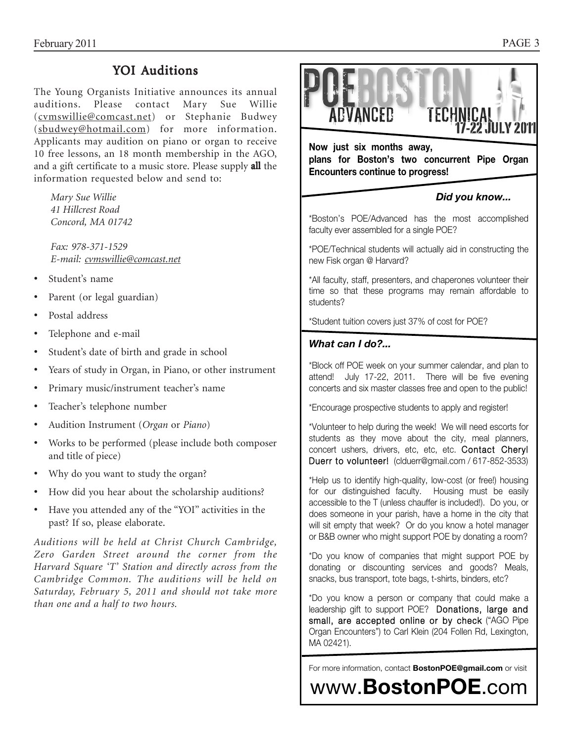## YOI Auditions

The Young Organists Initiative announces its annual auditions. Please contact Mary Sue Willie (cvmswillie@comcast.net) or Stephanie Budwey (sbudwey@hotmail.com) for more information. Applicants may audition on piano or organ to receive 10 free lessons, an 18 month membership in the AGO, and a gift certificate to a music store. Please supply **all** the information requested below and send to:

*Mary Sue Willie*
*41 Hillcrest Road*
*Concord, MA 01742*

*Fax: 978-371-1529*
*E-mail: cvmswillie@comcast.net*

- Student's name
- Parent (or legal guardian)
- Postal address
- Telephone and e-mail
- Student's date of birth and grade in school
- Years of study in Organ, in Piano, or other instrument
- Primary music/instrument teacher's name
- Teacher's telephone number
- Audition Instrument (*Organ* or *Piano*)
- Works to be performed (please include both composer and title of piece)
- Why do you want to study the organ?
- How did you hear about the scholarship auditions?
- Have you attended any of the "YOI" activities in the past? If so, please elaborate.

*Auditions will be held at Christ Church Cambridge, Zero Garden Street around the corner from the Harvard Square 'T' Station and directly across from the Cambridge Common. The auditions will be held on Saturday, February 5, 2011 and should not take more than one and a half to two hours.*

## POE BOSTON ADVANCED TECHNICAL 17-22 JULY 2011

**Now just six months away, plans for Boston's two concurrent Pipe Organ Encounters continue to progress!**

***Did you know...***

*Boston's POE/Advanced has the most accomplished faculty ever assembled for a single POE?

*POE/Technical students will actually aid in constructing the new Fisk organ @ Harvard?

*All faculty, staff, presenters, and chaperones volunteer their time so that these programs may remain affordable to students?

*Student tuition covers just 37% of cost for POE?

***What can I do?...***

*Block off POE week on your summer calendar, and plan to attend! July 17-22, 2011. There will be five evening concerts and six master classes free and open to the public!

*Encourage prospective students to apply and register!

*Volunteer to help during the week! We will need escorts for students as they move about the city, meal planners, concert ushers, drivers, etc, etc, etc. Contact Cheryl Duerr to volunteer! (clduerr@gmail.com / 617-852-3533)

*Help us to identify high-quality, low-cost (or free!) housing for our distinguished faculty. Housing must be easily accessible to the T (unless chauffer is included!). Do you, or does someone in your parish, have a home in the city that will sit empty that week? Or do you know a hotel manager or B&B owner who might support POE by donating a room?

*Do you know of companies that might support POE by donating or discounting services and goods? Meals, snacks, bus transport, tote bags, t-shirts, binders, etc?

*Do you know a person or company that could make a leadership gift to support POE? Donations, large and small, are accepted online or by check ("AGO Pipe Organ Encounters") to Carl Klein (204 Follen Rd, Lexington, MA 02421).

For more information, contact **BostonPOE@gmail.com** or visit

www.**BostonPOE**.com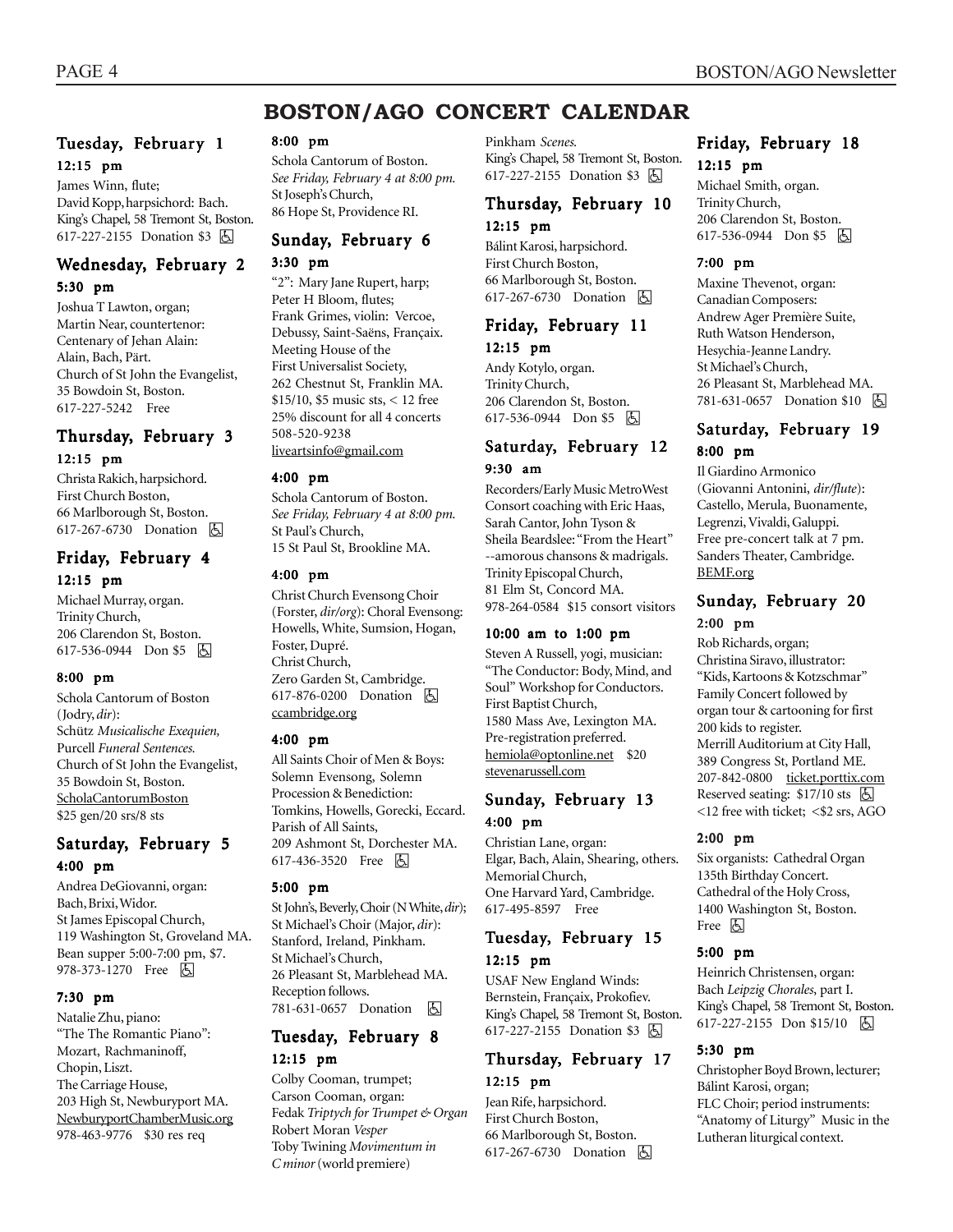# BOSTON/AGO CONCERT CALENDAR

### Tuesday, February 1

**12:15 pm**

James Winn, flute;
David Kopp, harpsichord: Bach.
King's Chapel, 58 Tremont St, Boston.
617-227-2155 Donation $3 ♿

### Wednesday, February 2

**5:30 pm**

Joshua T Lawton, organ;
Martin Near, countertenor:
Centenary of Jehan Alain:
Alain, Bach, Pärt.
Church of St John the Evangelist,
35 Bowdoin St, Boston.
617-227-5242 Free

### Thursday, February 3

**12:15 pm**

Christa Rakich, harpsichord.
First Church Boston,
66 Marlborough St, Boston.
617-267-6730 Donation ♿

### Friday, February 4

**12:15 pm**

Michael Murray, organ.
Trinity Church,
206 Clarendon St, Boston.
617-536-0944 Don $5 ♿

**8:00 pm**

Schola Cantorum of Boston
(Jodry, *dir*):
Schütz *Musicalische Exequien,*
Purcell *Funeral Sentences.*
Church of St John the Evangelist,
35 Bowdoin St, Boston.
ScholaCantorumBoston
$25 gen/20 srs/8 sts

### Saturday, February 5

**4:00 pm**

Andrea DeGiovanni, organ:
Bach, Brixi, Widor.
St James Episcopal Church,
119 Washington St, Groveland MA.
Bean supper 5:00-7:00 pm, $7.
978-373-1270 Free ♿

**7:30 pm**

Natalie Zhu, piano:
"The The Romantic Piano":
Mozart, Rachmaninoff,
Chopin, Liszt.
The Carriage House,
203 High St, Newburyport MA.
NewburyportChamberMusic.org
978-463-9776 $30 res req

**8:00 pm**

Schola Cantorum of Boston.
*See Friday, February 4 at 8:00 pm.*
St Joseph's Church,
86 Hope St, Providence RI.

### Sunday, February 6

**3:30 pm**

"2": Mary Jane Rupert, harp;
Peter H Bloom, flutes;
Frank Grimes, violin: Vercoe,
Debussy, Saint-Saëns, Françaix.
Meeting House of the
First Universalist Society,
262 Chestnut St, Franklin MA.
$15/10, $5 music sts, < 12 free
25% discount for all 4 concerts
508-520-9238
liveartsinfo@gmail.com

**4:00 pm**

Schola Cantorum of Boston.
*See Friday, February 4 at 8:00 pm.*
St Paul's Church,
15 St Paul St, Brookline MA.

**4:00 pm**

Christ Church Evensong Choir
(Forster, *dir/org*): Choral Evensong:
Howells, White, Sumsion, Hogan,
Foster, Dupré.
Christ Church,
Zero Garden St, Cambridge.
617-876-0200 Donation ♿
ccambridge.org

**4:00 pm**

All Saints Choir of Men & Boys:
Solemn Evensong, Solemn
Procession & Benediction:
Tomkins, Howells, Gorecki, Eccard.
Parish of All Saints,
209 Ashmont St, Dorchester MA.
617-436-3520 Free ♿

**5:00 pm**

St John's, Beverly, Choir (N White, *dir*);
St Michael's Choir (Major, *dir*):
Stanford, Ireland, Pinkham.
St Michael's Church,
26 Pleasant St, Marblehead MA.
Reception follows.
781-631-0657 Donation ♿

### Tuesday, February 8

**12:15 pm**

Colby Cooman, trumpet;
Carson Cooman, organ:
Fedak *Triptych for Trumpet & Organ*
Robert Moran *Vesper*
Toby Twining *Movimentum in C minor* (world premiere)
Pinkham *Scenes.*
King's Chapel, 58 Tremont St, Boston.
617-227-2155 Donation $3 ♿

### Thursday, February 10

**12:15 pm**

Bálint Karosi, harpsichord.
First Church Boston,
66 Marlborough St, Boston.
617-267-6730 Donation ♿

### Friday, February 11

**12:15 pm**

Andy Kotylo, organ.
Trinity Church,
206 Clarendon St, Boston.
617-536-0944 Don $5 ♿

### Saturday, February 12

**9:30 am**

Recorders/Early Music MetroWest
Consort coaching with Eric Haas,
Sarah Cantor, John Tyson &
Sheila Beardslee: "From the Heart"
--amorous chansons & madrigals.
Trinity Episcopal Church,
81 Elm St, Concord MA.
978-264-0584 $15 consort visitors

**10:00 am to 1:00 pm**

Steven A Russell, yogi, musician:
"The Conductor: Body, Mind, and
Soul" Workshop for Conductors.
First Baptist Church,
1580 Mass Ave, Lexington MA.
Pre-registration preferred.
hemiola@optonline.net $20
stevenarussell.com

### Sunday, February 13

**4:00 pm**

Christian Lane, organ:
Elgar, Bach, Alain, Shearing, others.
Memorial Church,
One Harvard Yard, Cambridge.
617-495-8597 Free

### Tuesday, February 15

**12:15 pm**

USAF New England Winds:
Bernstein, Françaix, Prokofiev.
King's Chapel, 58 Tremont St, Boston.
617-227-2155 Donation $3 ♿

### Thursday, February 17

**12:15 pm**

Jean Rife, harpsichord.
First Church Boston,
66 Marlborough St, Boston.
617-267-6730 Donation ♿

### Friday, February 18

**12:15 pm**

Michael Smith, organ.
Trinity Church,
206 Clarendon St, Boston.
617-536-0944 Don $5 ♿

**7:00 pm**

Maxine Thevenot, organ:
Canadian Composers:
Andrew Ager Première Suite,
Ruth Watson Henderson,
Hesychia-Jeanne Landry.
St Michael's Church,
26 Pleasant St, Marblehead MA.
781-631-0657 Donation $10 ♿

### Saturday, February 19

**8:00 pm**

Il Giardino Armonico
(Giovanni Antonini, *dir/flute*):
Castello, Merula, Buonamente,
Legrenzi, Vivaldi, Galuppi.
Free pre-concert talk at 7 pm.
Sanders Theater, Cambridge.
BEMF.org

### Sunday, February 20

**2:00 pm**

Rob Richards, organ;
Christina Siravo, illustrator:
"Kids, Kartoons & Kotzschmar"
Family Concert followed by
organ tour & cartooning for first
200 kids to register.
Merrill Auditorium at City Hall,
389 Congress St, Portland ME.
207-842-0800 ticket.porttix.com
Reserved seating: $17/10 sts ♿
<12 free with ticket; <$2 srs, AGO

**2:00 pm**

Six organists: Cathedral Organ
135th Birthday Concert.
Cathedral of the Holy Cross,
1400 Washington St, Boston.
Free ♿

**5:00 pm**

Heinrich Christensen, organ:
Bach *Leipzig Chorales*, part I.
King's Chapel, 58 Tremont St, Boston.
617-227-2155 Don $15/10 ♿

**5:30 pm**

Christopher Boyd Brown, lecturer;
Bálint Karosi, organ;
FLC Choir; period instruments:
"Anatomy of Liturgy" Music in the
Lutheran liturgical context.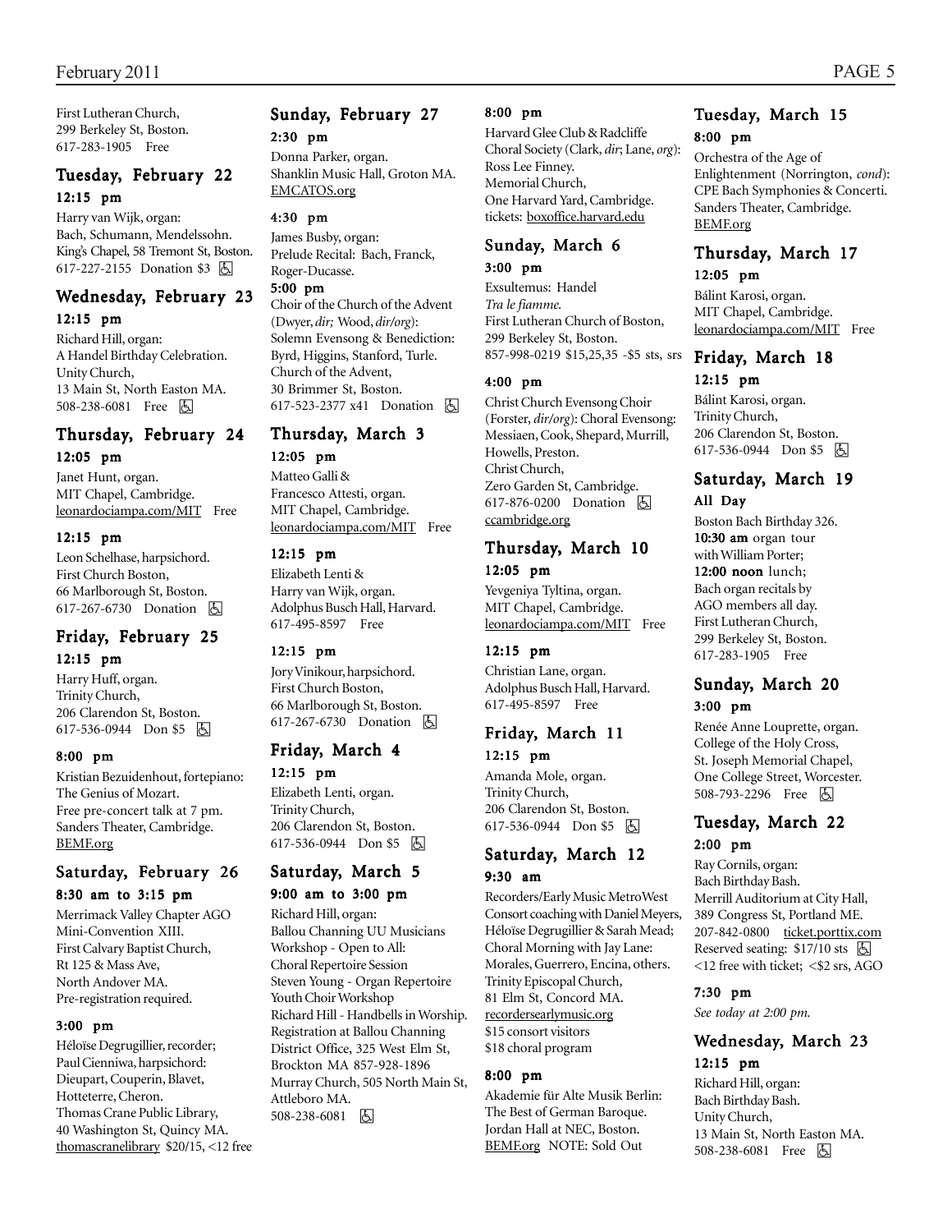First Lutheran Church,
299 Berkeley St, Boston.
617-283-1905 Free

### Tuesday, February 22

**12:15 pm**

Harry van Wijk, organ:
Bach, Schumann, Mendelssohn.
King's Chapel, 58 Tremont St, Boston.
617-227-2155 Donation $3 ♿

### Wednesday, February 23

**12:15 pm**

Richard Hill, organ:
A Handel Birthday Celebration.
Unity Church,
13 Main St, North Easton MA.
508-238-6081 Free ♿

### Thursday, February 24

**12:05 pm**

Janet Hunt, organ.
MIT Chapel, Cambridge.
leonardociampa.com/MIT Free

**12:15 pm**

Leon Schelhase, harpsichord.
First Church Boston,
66 Marlborough St, Boston.
617-267-6730 Donation ♿

### Friday, February 25

**12:15 pm**

Harry Huff, organ.
Trinity Church,
206 Clarendon St, Boston.
617-536-0944 Don $5 ♿

**8:00 pm**

Kristian Bezuidenhout, fortepiano:
The Genius of Mozart.
Free pre-concert talk at 7 pm.
Sanders Theater, Cambridge.
BEMF.org

### Saturday, February 26

**8:30 am to 3:15 pm**

Merrimack Valley Chapter AGO
Mini-Convention XIII.
First Calvary Baptist Church,
Rt 125 & Mass Ave,
North Andover MA.
Pre-registration required.

**3:00 pm**

Héloïse Degrugillier, recorder;
Paul Cienniwa, harpsichord:
Dieupart, Couperin, Blavet,
Hotteterre, Cheron.
Thomas Crane Public Library,
40 Washington St, Quincy MA.
thomascranelibrary $20/15, <12 free

### Sunday, February 27

**2:30 pm**

Donna Parker, organ.
Shanklin Music Hall, Groton MA.
EMCATOS.org

**4:30 pm**

James Busby, organ:
Prelude Recital: Bach, Franck,
Roger-Ducasse.

**5:00 pm**

Choir of the Church of the Advent
(Dwyer, *dir;* Wood, *dir/org*):
Solemn Evensong & Benediction:
Byrd, Higgins, Stanford, Turle.
Church of the Advent,
30 Brimmer St, Boston.
617-523-2377 x41 Donation ♿

### Thursday, March 3

**12:05 pm**

Matteo Galli &
Francesco Attesti, organ.
MIT Chapel, Cambridge.
leonardociampa.com/MIT Free

**12:15 pm**

Elizabeth Lenti &
Harry van Wijk, organ.
Adolphus Busch Hall, Harvard.
617-495-8597 Free

**12:15 pm**

Jory Vinikour, harpsichord.
First Church Boston,
66 Marlborough St, Boston.
617-267-6730 Donation ♿

### Friday, March 4

**12:15 pm**

Elizabeth Lenti, organ.
Trinity Church,
206 Clarendon St, Boston.
617-536-0944 Don $5 ♿

### Saturday, March 5

**9:00 am to 3:00 pm**

Richard Hill, organ:
Ballou Channing UU Musicians
Workshop - Open to All:
Choral Repertoire Session
Steven Young - Organ Repertoire
Youth Choir Workshop
Richard Hill - Handbells in Worship.
Registration at Ballou Channing
District Office, 325 West Elm St,
Brockton MA 857-928-1896
Murray Church, 505 North Main St,
Attleboro MA.
508-238-6081 ♿

**8:00 pm**

Harvard Glee Club & Radcliffe
Choral Society (Clark, *dir*; Lane, *org*):
Ross Lee Finney.
Memorial Church,
One Harvard Yard, Cambridge.
tickets: boxoffice.harvard.edu

### Sunday, March 6

**3:00 pm**

Exsultemus: Handel
*Tra le fiamme.*
First Lutheran Church of Boston,
299 Berkeley St, Boston.
857-998-0219 $15,25,35 -$5 sts, srs

**4:00 pm**

Christ Church Evensong Choir
(Forster, *dir/org*): Choral Evensong:
Messiaen, Cook, Shepard, Murrill,
Howells, Preston.
Christ Church,
Zero Garden St, Cambridge.
617-876-0200 Donation ♿
ccambridge.org

### Thursday, March 10

**12:05 pm**

Yevgeniya Tyltina, organ.
MIT Chapel, Cambridge.
leonardociampa.com/MIT Free

**12:15 pm**

Christian Lane, organ.
Adolphus Busch Hall, Harvard.
617-495-8597 Free

### Friday, March 11

**12:15 pm**

Amanda Mole, organ.
Trinity Church,
206 Clarendon St, Boston.
617-536-0944 Don $5 ♿

### Saturday, March 12

**9:30 am**

Recorders/Early Music MetroWest
Consort coaching with Daniel Meyers,
Héloïse Degrugillier & Sarah Mead;
Choral Morning with Jay Lane:
Morales, Guerrero, Encina, others.
Trinity Episcopal Church,
81 Elm St, Concord MA.
recordersearlymusic.org
$15 consort visitors
$18 choral program

**8:00 pm**

Akademie für Alte Musik Berlin:
The Best of German Baroque.
Jordan Hall at NEC, Boston.
BEMF.org NOTE: Sold Out

### Tuesday, March 15

**8:00 pm**

Orchestra of the Age of
Enlightenment (Norrington, *cond*):
CPE Bach Symphonies & Concerti.
Sanders Theater, Cambridge.
BEMF.org

### Thursday, March 17

**12:05 pm**

Bálint Karosi, organ.
MIT Chapel, Cambridge.
leonardociampa.com/MIT Free

### Friday, March 18

**12:15 pm**

Bálint Karosi, organ.
Trinity Church,
206 Clarendon St, Boston.
617-536-0944 Don $5 ♿

### Saturday, March 19

**All Day**

Boston Bach Birthday 326.
**10:30 am** organ tour
with William Porter;
**12:00 noon** lunch;
Bach organ recitals by
AGO members all day.
First Lutheran Church,
299 Berkeley St, Boston.
617-283-1905 Free

### Sunday, March 20

**3:00 pm**

Renée Anne Louprette, organ.
College of the Holy Cross,
St. Joseph Memorial Chapel,
One College Street, Worcester.
508-793-2296 Free ♿

### Tuesday, March 22

**2:00 pm**

Ray Cornils, organ:
Bach Birthday Bash.
Merrill Auditorium at City Hall,
389 Congress St, Portland ME.
207-842-0800 ticket.porttix.com
Reserved seating: $17/10 sts ♿
<12 free with ticket; <$2 srs, AGO

**7:30 pm**

*See today at 2:00 pm.*

### Wednesday, March 23

**12:15 pm**

Richard Hill, organ:
Bach Birthday Bash.
Unity Church,
13 Main St, North Easton MA.
508-238-6081 Free ♿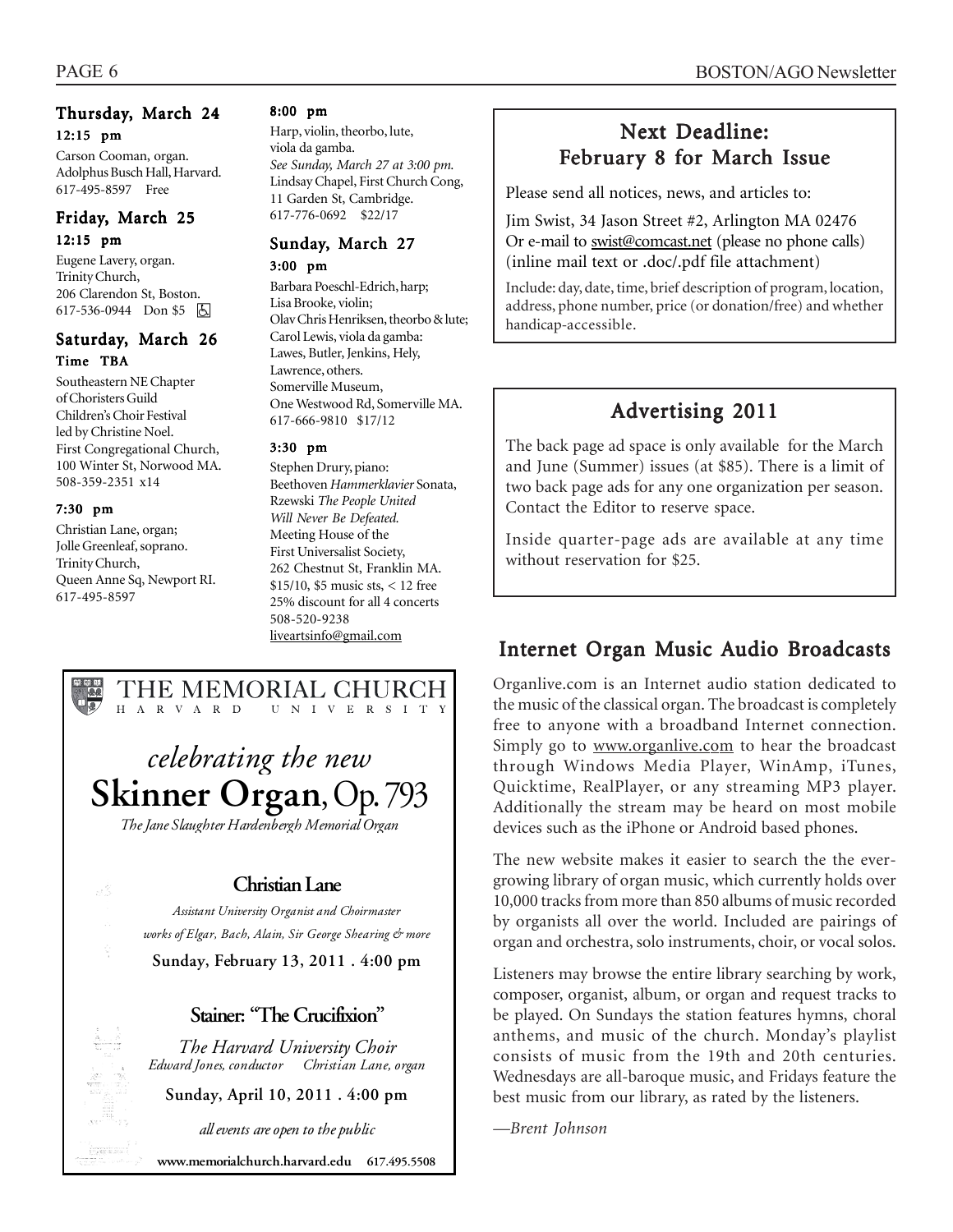### Thursday, March 24

**12:15 pm**

Carson Cooman, organ.
Adolphus Busch Hall, Harvard.
617-495-8597 Free

### Friday, March 25

**12:15 pm**

Eugene Lavery, organ.
Trinity Church,
206 Clarendon St, Boston.
617-536-0944 Don $5 ♿

### Saturday, March 26

**Time TBA**

Southeastern NE Chapter of Choristers Guild Children's Choir Festival led by Christine Noel.
First Congregational Church,
100 Winter St, Norwood MA.
508-359-2351 x14

**7:30 pm**

Christian Lane, organ;
Jolle Greenleaf, soprano.
Trinity Church,
Queen Anne Sq, Newport RI.
617-495-8597

**8:00 pm**

Harp, violin, theorbo, lute, viola da gamba.
*See Sunday, March 27 at 3:00 pm.*
Lindsay Chapel, First Church Cong,
11 Garden St, Cambridge.
617-776-0692 $22/17

### Sunday, March 27

**3:00 pm**

Barbara Poeschl-Edrich, harp;
Lisa Brooke, violin;
Olav Chris Henriksen, theorbo & lute;
Carol Lewis, viola da gamba:
Lawes, Butler, Jenkins, Hely, Lawrence, others.
Somerville Museum,
One Westwood Rd, Somerville MA.
617-666-9810 $17/12

**3:30 pm**

Stephen Drury, piano:
Beethoven *Hammerklavier* Sonata,
Rzewski *The People United Will Never Be Defeated.*
Meeting House of the First Universalist Society,
262 Chestnut St, Franklin MA.
$15/10, $5 music sts, < 12 free
25% discount for all 4 concerts
508-520-9238
liveartsinfo@gmail.com

---

THE MEMORIAL CHURCH
HARVARD UNIVERSITY

*celebrating the new*

**Skinner Organ, Op. 793**

*The Jane Slaughter Hardenbergh Memorial Organ*

**Christian Lane**

*Assistant University Organist and Choirmaster*

*works of Elgar, Bach, Alain, Sir George Shearing & more*

**Sunday, February 13, 2011 . 4:00 pm**

**Stainer: "The Crucifixion"**

*The Harvard University Choir*
*Edward Jones, conductor* *Christian Lane, organ*

**Sunday, April 10, 2011 . 4:00 pm**

*all events are open to the public*

**www.memorialchurch.harvard.edu 617.495.5508**

---

## Next Deadline: February 8 for March Issue

Please send all notices, news, and articles to:

Jim Swist, 34 Jason Street #2, Arlington MA 02476
Or e-mail to swist@comcast.net (please no phone calls)
(inline mail text or .doc/.pdf file attachment)

Include: day, date, time, brief description of program, location, address, phone number, price (or donation/free) and whether handicap-accessible.

## Advertising 2011

The back page ad space is only available for the March and June (Summer) issues (at $85). There is a limit of two back page ads for any one organization per season. Contact the Editor to reserve space.

Inside quarter-page ads are available at any time without reservation for $25.

## Internet Organ Music Audio Broadcasts

Organlive.com is an Internet audio station dedicated to the music of the classical organ. The broadcast is completely free to anyone with a broadband Internet connection. Simply go to www.organlive.com to hear the broadcast through Windows Media Player, WinAmp, iTunes, Quicktime, RealPlayer, or any streaming MP3 player. Additionally the stream may be heard on most mobile devices such as the iPhone or Android based phones.

The new website makes it easier to search the the ever-growing library of organ music, which currently holds over 10,000 tracks from more than 850 albums of music recorded by organists all over the world. Included are pairings of organ and orchestra, solo instruments, choir, or vocal solos.

Listeners may browse the entire library searching by work, composer, organist, album, or organ and request tracks to be played. On Sundays the station features hymns, choral anthems, and music of the church. Monday's playlist consists of music from the 19th and 20th centuries. Wednesdays are all-baroque music, and Fridays feature the best music from our library, as rated by the listeners.

*—Brent Johnson*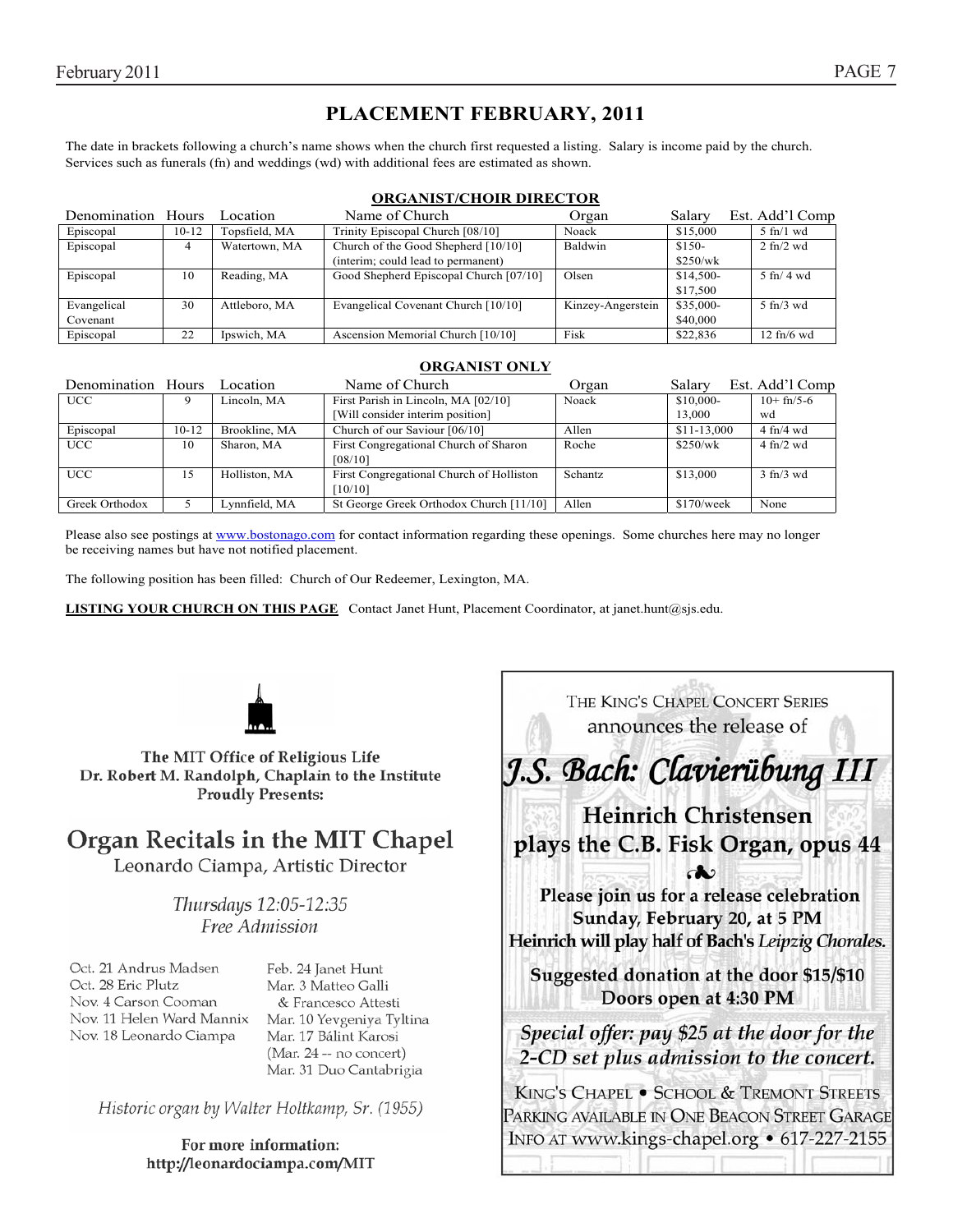# PLACEMENT FEBRUARY, 2011

The date in brackets following a church's name shows when the church first requested a listing. Salary is income paid by the church. Services such as funerals (fn) and weddings (wd) with additional fees are estimated as shown.

## ORGANIST/CHOIR DIRECTOR

| Denomination | Hours | Location | Name of Church | Organ | Salary | Est. Add'l Comp |
|---|---|---|---|---|---|---|
| Episcopal | 10-12 | Topsfield, MA | Trinity Episcopal Church [08/10] | Noack | $15,000 | 5 fn/1 wd |
| Episcopal | 4 | Watertown, MA | Church of the Good Shepherd [10/10] (interim; could lead to permanent) | Baldwin | $150-$250/wk | 2 fn/2 wd |
| Episcopal | 10 | Reading, MA | Good Shepherd Episcopal Church [07/10] | Olsen | $14,500-$17,500 | 5 fn/ 4 wd |
| Evangelical Covenant | 30 | Attleboro, MA | Evangelical Covenant Church [10/10] | Kinzey-Angerstein | $35,000-$40,000 | 5 fn/3 wd |
| Episcopal | 22 | Ipswich, MA | Ascension Memorial Church [10/10] | Fisk | $22,836 | 12 fn/6 wd |

## ORGANIST ONLY

| Denomination | Hours | Location | Name of Church | Organ | Salary | Est. Add'l Comp |
|---|---|---|---|---|---|---|
| UCC | 9 | Lincoln, MA | First Parish in Lincoln, MA [02/10] [Will consider interim position] | Noack | $10,000-13,000 | 10+ fn/5-6 wd |
| Episcopal | 10-12 | Brookline, MA | Church of our Saviour [06/10] | Allen | $11-13,000 | 4 fn/4 wd |
| UCC | 10 | Sharon, MA | First Congregational Church of Sharon [08/10] | Roche | $250/wk | 4 fn/2 wd |
| UCC | 15 | Holliston, MA | First Congregational Church of Holliston [10/10] | Schantz | $13,000 | 3 fn/3 wd |
| Greek Orthodox | 5 | Lynnfield, MA | St George Greek Orthodox Church [11/10] | Allen | $170/week | None |

Please also see postings at www.bostonago.com for contact information regarding these openings. Some churches here may no longer be receiving names but have not notified placement.

The following position has been filled: Church of Our Redeemer, Lexington, MA.

**LISTING YOUR CHURCH ON THIS PAGE** Contact Janet Hunt, Placement Coordinator, at janet.hunt@sjs.edu.

The MIT Office of Religious Life
Dr. Robert M. Randolph, Chaplain to the Institute
Proudly Presents:

## Organ Recitals in the MIT Chapel

Leonardo Ciampa, Artistic Director

*Thursdays 12:05-12:35*
*Free Admission*

Oct. 21 Andrus Madsen
Oct. 28 Eric Plutz
Nov. 4 Carson Cooman
Nov. 11 Helen Ward Mannix
Nov. 18 Leonardo Ciampa
Feb. 24 Janet Hunt
Mar. 3 Matteo Galli & Francesco Attesti
Mar. 10 Yevgeniya Tyltina
Mar. 17 Bálint Karosi
(Mar. 24 -- no concert)
Mar. 31 Duo Cantabrigia

*Historic organ by Walter Holtkamp, Sr. (1955)*

For more information:
http://leonardociampa.com/MIT

THE KING'S CHAPEL CONCERT SERIES
announces the release of

## *J.S. Bach: Clavierübung III*

**Heinrich Christensen plays the C.B. Fisk Organ, opus 44**

**Please join us for a release celebration**
**Sunday, February 20, at 5 PM**
**Heinrich will play half of Bach's *Leipzig Chorales*.**

**Suggested donation at the door $15/$10**
**Doors open at 4:30 PM**

***Special offer: pay $25 at the door for the 2-CD set plus admission to the concert.***

KING'S CHAPEL • SCHOOL & TREMONT STREETS
PARKING AVAILABLE IN ONE BEACON STREET GARAGE
INFO AT www.kings-chapel.org • 617-227-2155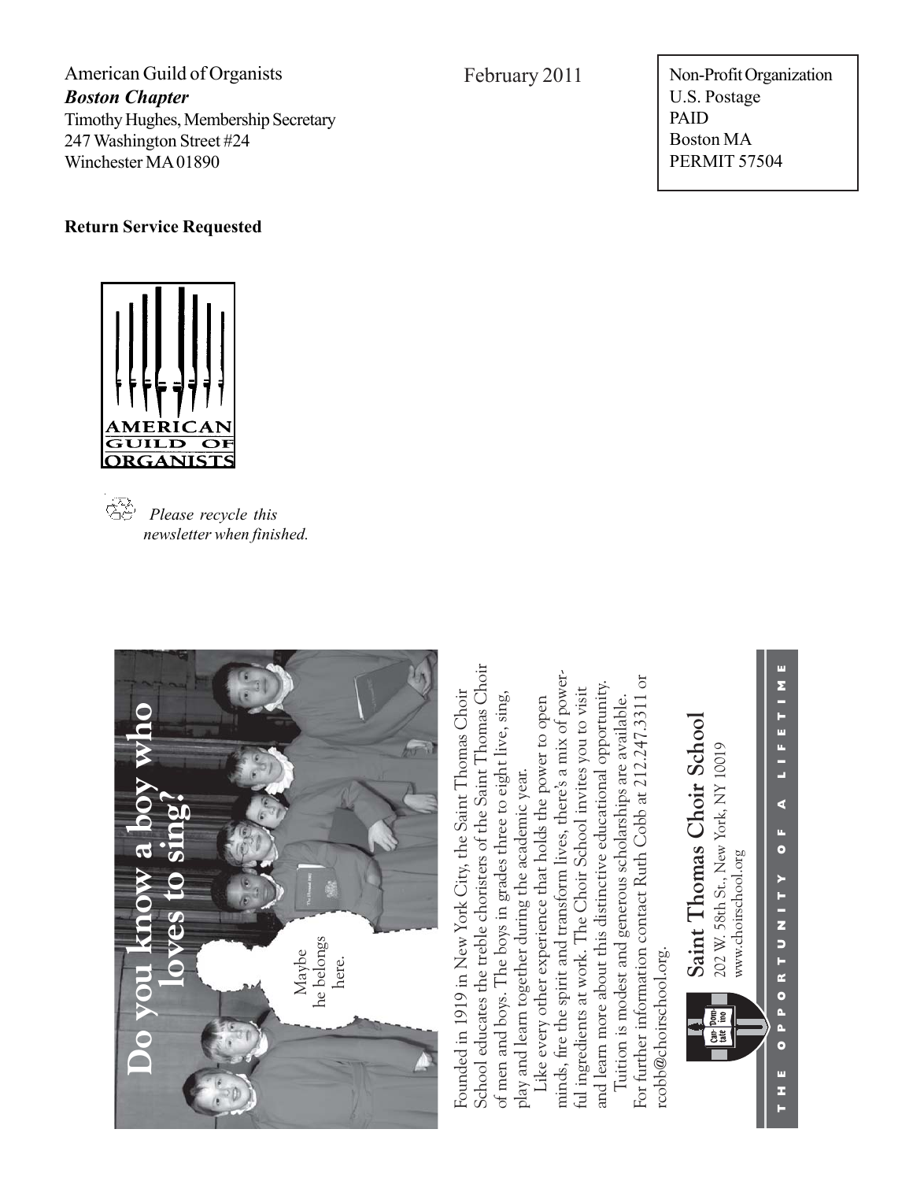American Guild of Organists
***Boston Chapter***
Timothy Hughes, Membership Secretary
247 Washington Street #24
Winchester MA 01890

February 2011

Non-Profit Organization
U.S. Postage
PAID
Boston MA
PERMIT 57504

**Return Service Requested**

AMERICAN GUILD OF ORGANISTS

*Please recycle this newsletter when finished.*

# Do you know a boy who loves to sing?

Maybe he belongs here.

Founded in 1919 in New York City, the Saint Thomas Choir School educates the treble choristers of the Saint Thomas Choir of men and boys. The boys in grades three to eight live, sing, play and learn together during the academic year.

Like every other experience that holds the power to open minds, fire the spirit and transform lives, there's a mix of powerful ingredients at work. The Choir School invites you to visit and learn more about this distinctive educational opportunity.

Tuition is modest and generous scholarships are available.

For further information contact Ruth Cobb at 212.247.3311 or rcobb@choirschool.org.

**Saint Thomas Choir School**
202 W. 58th St., New York, NY 10019
www.choirschool.org

THE OPPORTUNITY OF A LIFETIME